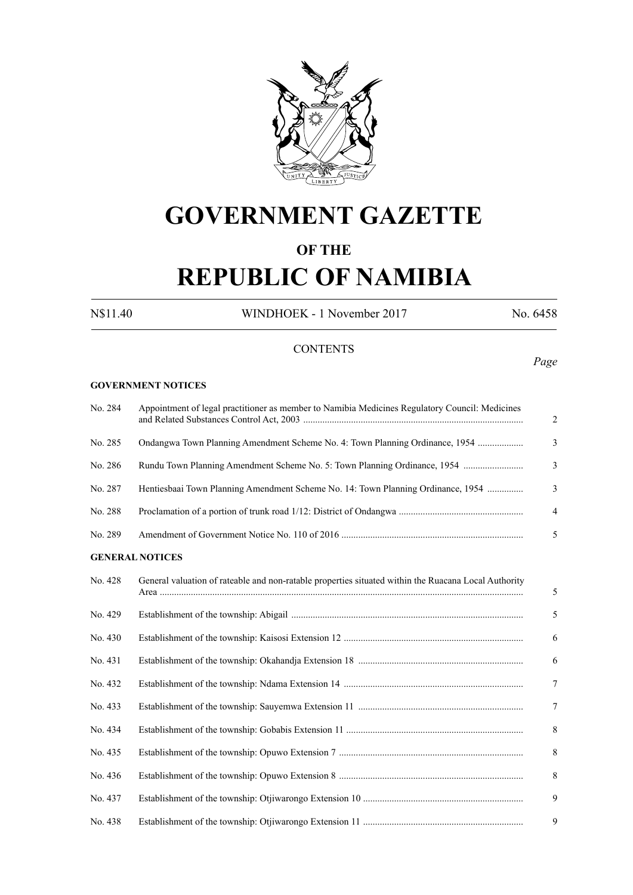# GOVERNMENT GAZETTE

## OF THE

# REPUBLIC OF NAMIBIA

N$11.40 WINDHOEK - 1 November 2017 No. 6458

CONTENTS

*Page*

**GOVERNMENT NOTICES**

| | | |
|---|---|---|
| No. 284 | Appointment of legal practitioner as member to Namibia Medicines Regulatory Council: Medicines and Related Substances Control Act, 2003 | 2 |
| No. 285 | Ondangwa Town Planning Amendment Scheme No. 4: Town Planning Ordinance, 1954 | 3 |
| No. 286 | Rundu Town Planning Amendment Scheme No. 5: Town Planning Ordinance, 1954 | 3 |
| No. 287 | Hentiesbaai Town Planning Amendment Scheme No. 14: Town Planning Ordinance, 1954 | 3 |
| No. 288 | Proclamation of a portion of trunk road 1/12: District of Ondangwa | 4 |
| No. 289 | Amendment of Government Notice No. 110 of 2016 | 5 |

**GENERAL NOTICES**

| | | |
|---|---|---|
| No. 428 | General valuation of rateable and non-ratable properties situated within the Ruacana Local Authority Area | 5 |
| No. 429 | Establishment of the township: Abigail | 5 |
| No. 430 | Establishment of the township: Kaisosi Extension 12 | 6 |
| No. 431 | Establishment of the township: Okahandja Extension 18 | 6 |
| No. 432 | Establishment of the township: Ndama Extension 14 | 7 |
| No. 433 | Establishment of the township: Sauyemwa Extension 11 | 7 |
| No. 434 | Establishment of the township: Gobabis Extension 11 | 8 |
| No. 435 | Establishment of the township: Opuwo Extension 7 | 8 |
| No. 436 | Establishment of the township: Opuwo Extension 8 | 8 |
| No. 437 | Establishment of the township: Otjiwarongo Extension 10 | 9 |
| No. 438 | Establishment of the township: Otjiwarongo Extension 11 | 9 |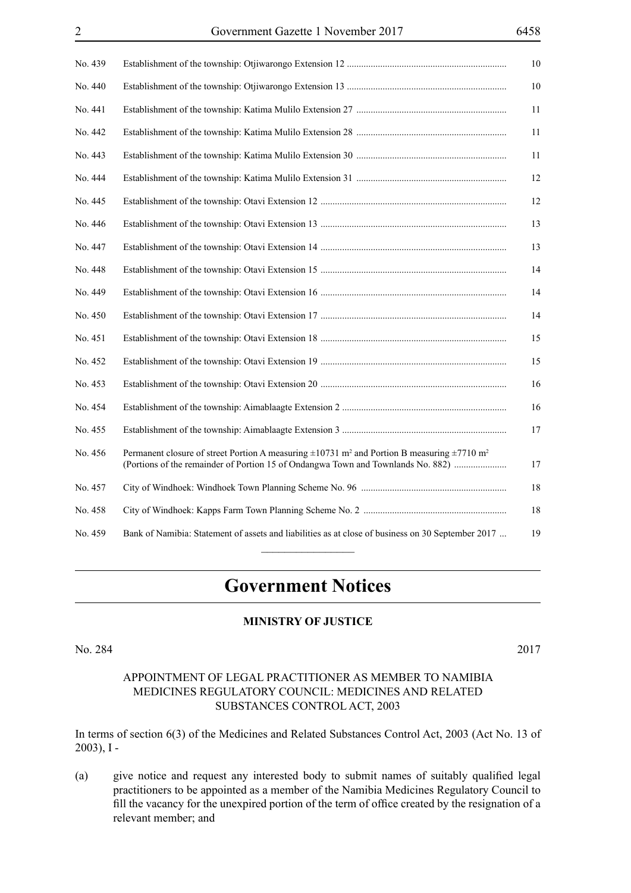| | | |
|---|---|---|
| No. 439 | Establishment of the township: Otjiwarongo Extension 12 | 10 |
| No. 440 | Establishment of the township: Otjiwarongo Extension 13 | 10 |
| No. 441 | Establishment of the township: Katima Mulilo Extension 27 | 11 |
| No. 442 | Establishment of the township: Katima Mulilo Extension 28 | 11 |
| No. 443 | Establishment of the township: Katima Mulilo Extension 30 | 11 |
| No. 444 | Establishment of the township: Katima Mulilo Extension 31 | 12 |
| No. 445 | Establishment of the township: Otavi Extension 12 | 12 |
| No. 446 | Establishment of the township: Otavi Extension 13 | 13 |
| No. 447 | Establishment of the township: Otavi Extension 14 | 13 |
| No. 448 | Establishment of the township: Otavi Extension 15 | 14 |
| No. 449 | Establishment of the township: Otavi Extension 16 | 14 |
| No. 450 | Establishment of the township: Otavi Extension 17 | 14 |
| No. 451 | Establishment of the township: Otavi Extension 18 | 15 |
| No. 452 | Establishment of the township: Otavi Extension 19 | 15 |
| No. 453 | Establishment of the township: Otavi Extension 20 | 16 |
| No. 454 | Establishment of the township: Aimablaagte Extension 2 | 16 |
| No. 455 | Establishment of the township: Aimablaagte Extension 3 | 17 |
| No. 456 | Permanent closure of street Portion A measuring ±10731 m² and Portion B measuring ±7710 m² (Portions of the remainder of Portion 15 of Ondangwa Town and Townlands No. 882) | 17 |
| No. 457 | City of Windhoek: Windhoek Town Planning Scheme No. 96 | 18 |
| No. 458 | City of Windhoek: Kapps Farm Town Planning Scheme No. 2 | 18 |
| No. 459 | Bank of Namibia: Statement of assets and liabilities as at close of business on 30 September 2017 | 19 |

# Government Notices

## MINISTRY OF JUSTICE

No. 284 2017

### APPOINTMENT OF LEGAL PRACTITIONER AS MEMBER TO NAMIBIA MEDICINES REGULATORY COUNCIL: MEDICINES AND RELATED SUBSTANCES CONTROL ACT, 2003

In terms of section 6(3) of the Medicines and Related Substances Control Act, 2003 (Act No. 13 of 2003), I -

(a) give notice and request any interested body to submit names of suitably qualified legal practitioners to be appointed as a member of the Namibia Medicines Regulatory Council to fill the vacancy for the unexpired portion of the term of office created by the resignation of a relevant member; and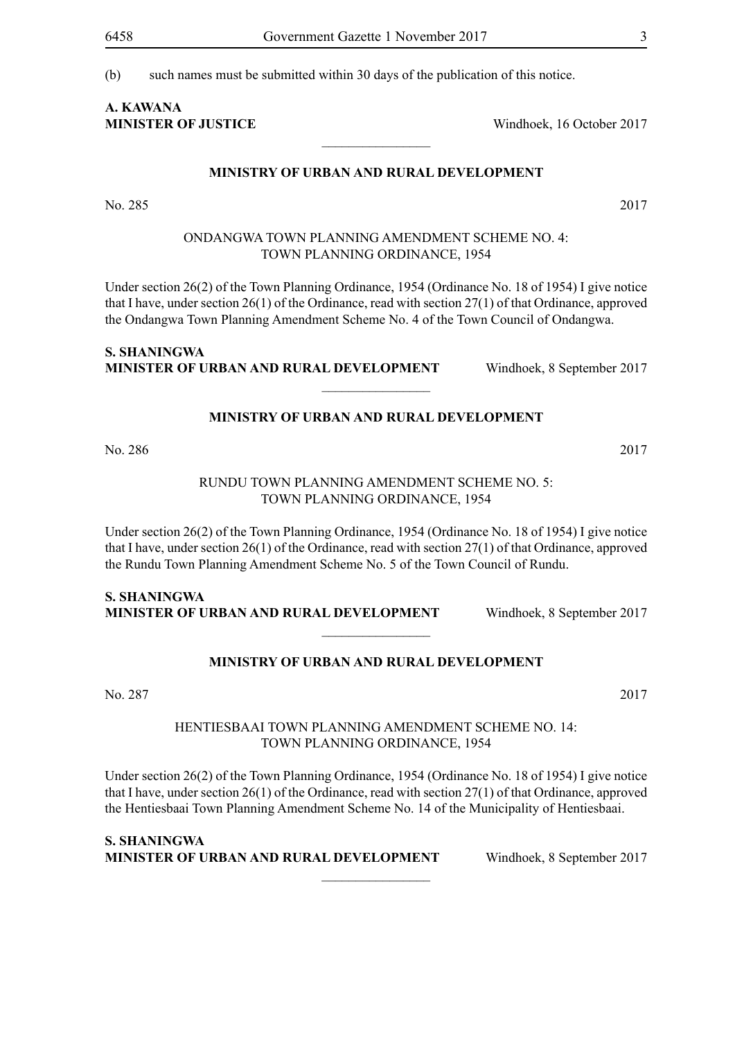(b) such names must be submitted within 30 days of the publication of this notice.

**A. KAWANA**
**MINISTER OF JUSTICE** Windhoek, 16 October 2017

________________

**MINISTRY OF URBAN AND RURAL DEVELOPMENT**

No. 285 2017

ONDANGWA TOWN PLANNING AMENDMENT SCHEME NO. 4:
TOWN PLANNING ORDINANCE, 1954

Under section 26(2) of the Town Planning Ordinance, 1954 (Ordinance No. 18 of 1954) I give notice that I have, under section 26(1) of the Ordinance, read with section 27(1) of that Ordinance, approved the Ondangwa Town Planning Amendment Scheme No. 4 of the Town Council of Ondangwa.

**S. SHANINGWA**
**MINISTER OF URBAN AND RURAL DEVELOPMENT** Windhoek, 8 September 2017

________________

**MINISTRY OF URBAN AND RURAL DEVELOPMENT**

No. 286 2017

RUNDU TOWN PLANNING AMENDMENT SCHEME NO. 5:
TOWN PLANNING ORDINANCE, 1954

Under section 26(2) of the Town Planning Ordinance, 1954 (Ordinance No. 18 of 1954) I give notice that I have, under section 26(1) of the Ordinance, read with section 27(1) of that Ordinance, approved the Rundu Town Planning Amendment Scheme No. 5 of the Town Council of Rundu.

**S. SHANINGWA**
**MINISTER OF URBAN AND RURAL DEVELOPMENT** Windhoek, 8 September 2017

________________

**MINISTRY OF URBAN AND RURAL DEVELOPMENT**

No. 287 2017

HENTIESBAAI TOWN PLANNING AMENDMENT SCHEME NO. 14:
TOWN PLANNING ORDINANCE, 1954

Under section 26(2) of the Town Planning Ordinance, 1954 (Ordinance No. 18 of 1954) I give notice that I have, under section 26(1) of the Ordinance, read with section 27(1) of that Ordinance, approved the Hentiesbaai Town Planning Amendment Scheme No. 14 of the Municipality of Hentiesbaai.

**S. SHANINGWA**
**MINISTER OF URBAN AND RURAL DEVELOPMENT** Windhoek, 8 September 2017

________________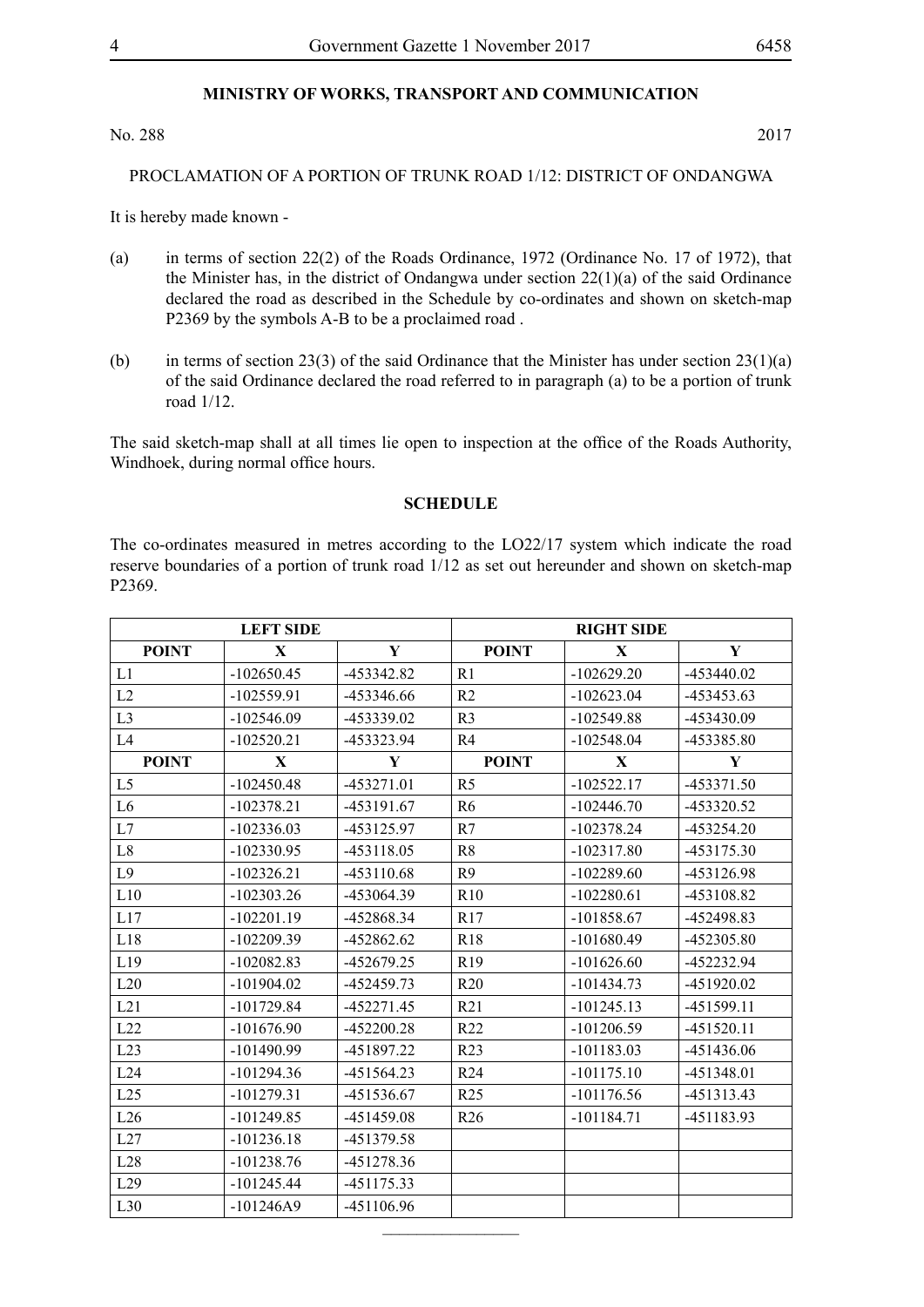**MINISTRY OF WORKS, TRANSPORT AND COMMUNICATION**

No. 288 2017

PROCLAMATION OF A PORTION OF TRUNK ROAD 1/12: DISTRICT OF ONDANGWA

It is hereby made known -

(a) in terms of section 22(2) of the Roads Ordinance, 1972 (Ordinance No. 17 of 1972), that the Minister has, in the district of Ondangwa under section 22(1)(a) of the said Ordinance declared the road as described in the Schedule by co-ordinates and shown on sketch-map P2369 by the symbols A-B to be a proclaimed road .

(b) in terms of section 23(3) of the said Ordinance that the Minister has under section 23(1)(a) of the said Ordinance declared the road referred to in paragraph (a) to be a portion of trunk road 1/12.

The said sketch-map shall at all times lie open to inspection at the office of the Roads Authority, Windhoek, during normal office hours.

**SCHEDULE**

The co-ordinates measured in metres according to the LO22/17 system which indicate the road reserve boundaries of a portion of trunk road 1/12 as set out hereunder and shown on sketch-map P2369.

| LEFT SIDE | | | RIGHT SIDE | | |
|---|---|---|---|---|---|
| **POINT** | **X** | **Y** | **POINT** | **X** | **Y** |
| L1 | -102650.45 | -453342.82 | R1 | -102629.20 | -453440.02 |
| L2 | -102559.91 | -453346.66 | R2 | -102623.04 | -453453.63 |
| L3 | -102546.09 | -453339.02 | R3 | -102549.88 | -453430.09 |
| L4 | -102520.21 | -453323.94 | R4 | -102548.04 | -453385.80 |
| **POINT** | **X** | **Y** | **POINT** | **X** | **Y** |
| L5 | -102450.48 | -453271.01 | R5 | -102522.17 | -453371.50 |
| L6 | -102378.21 | -453191.67 | R6 | -102446.70 | -453320.52 |
| L7 | -102336.03 | -453125.97 | R7 | -102378.24 | -453254.20 |
| L8 | -102330.95 | -453118.05 | R8 | -102317.80 | -453175.30 |
| L9 | -102326.21 | -453110.68 | R9 | -102289.60 | -453126.98 |
| L10 | -102303.26 | -453064.39 | R10 | -102280.61 | -453108.82 |
| L17 | -102201.19 | -452868.34 | R17 | -101858.67 | -452498.83 |
| L18 | -102209.39 | -452862.62 | R18 | -101680.49 | -452305.80 |
| L19 | -102082.83 | -452679.25 | R19 | -101626.60 | -452232.94 |
| L20 | -101904.02 | -452459.73 | R20 | -101434.73 | -451920.02 |
| L21 | -101729.84 | -452271.45 | R21 | -101245.13 | -451599.11 |
| L22 | -101676.90 | -452200.28 | R22 | -101206.59 | -451520.11 |
| L23 | -101490.99 | -451897.22 | R23 | -101183.03 | -451436.06 |
| L24 | -101294.36 | -451564.23 | R24 | -101175.10 | -451348.01 |
| L25 | -101279.31 | -451536.67 | R25 | -101176.56 | -451313.43 |
| L26 | -101249.85 | -451459.08 | R26 | -101184.71 | -451183.93 |
| L27 | -101236.18 | -451379.58 | | | |
| L28 | -101238.76 | -451278.36 | | | |
| L29 | -101245.44 | -451175.33 | | | |
| L30 | -101246A9 | -451106.96 | | | |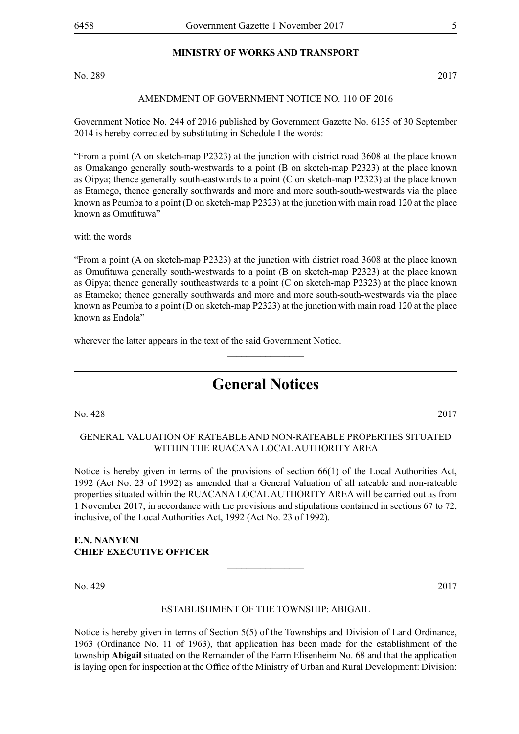**MINISTRY OF WORKS AND TRANSPORT**

No. 289 2017

AMENDMENT OF GOVERNMENT NOTICE NO. 110 OF 2016

Government Notice No. 244 of 2016 published by Government Gazette No. 6135 of 30 September 2014 is hereby corrected by substituting in Schedule I the words:

"From a point (A on sketch-map P2323) at the junction with district road 3608 at the place known as Omakango generally south-westwards to a point (B on sketch-map P2323) at the place known as Oipya; thence generally south-eastwards to a point (C on sketch-map P2323) at the place known as Etamego, thence generally southwards and more and more south-south-westwards via the place known as Peumba to a point (D on sketch-map P2323) at the junction with main road 120 at the place known as Omufituwa"

with the words

"From a point (A on sketch-map P2323) at the junction with district road 3608 at the place known as Omufituwa generally south-westwards to a point (B on sketch-map P2323) at the place known as Oipya; thence generally southeastwards to a point (C on sketch-map P2323) at the place known as Etameko; thence generally southwards and more and more south-south-westwards via the place known as Peumba to a point (D on sketch-map P2323) at the junction with main road 120 at the place known as Endola"

wherever the latter appears in the text of the said Government Notice.

---

# General Notices

No. 428 2017

GENERAL VALUATION OF RATEABLE AND NON-RATEABLE PROPERTIES SITUATED WITHIN THE RUACANA LOCAL AUTHORITY AREA

Notice is hereby given in terms of the provisions of section 66(1) of the Local Authorities Act, 1992 (Act No. 23 of 1992) as amended that a General Valuation of all rateable and non-rateable properties situated within the RUACANA LOCAL AUTHORITY AREA will be carried out as from 1 November 2017, in accordance with the provisions and stipulations contained in sections 67 to 72, inclusive, of the Local Authorities Act, 1992 (Act No. 23 of 1992).

**E.N. NANYENI**
**CHIEF EXECUTIVE OFFICER**

---

No. 429 2017

ESTABLISHMENT OF THE TOWNSHIP: ABIGAIL

Notice is hereby given in terms of Section 5(5) of the Townships and Division of Land Ordinance, 1963 (Ordinance No. 11 of 1963), that application has been made for the establishment of the township **Abigail** situated on the Remainder of the Farm Elisenheim No. 68 and that the application is laying open for inspection at the Office of the Ministry of Urban and Rural Development: Division: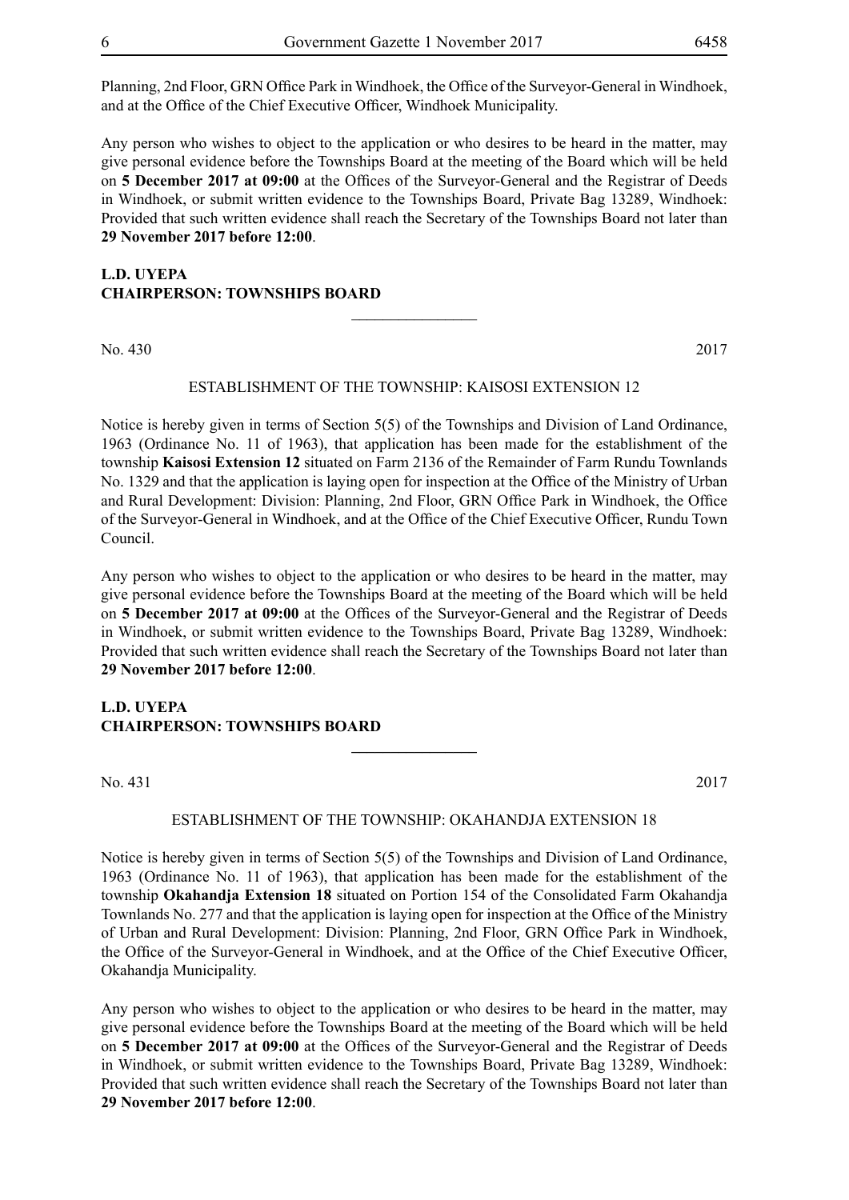Planning, 2nd Floor, GRN Office Park in Windhoek, the Office of the Surveyor-General in Windhoek, and at the Office of the Chief Executive Officer, Windhoek Municipality.

Any person who wishes to object to the application or who desires to be heard in the matter, may give personal evidence before the Townships Board at the meeting of the Board which will be held on **5 December 2017 at 09:00** at the Offices of the Surveyor-General and the Registrar of Deeds in Windhoek, or submit written evidence to the Townships Board, Private Bag 13289, Windhoek: Provided that such written evidence shall reach the Secretary of the Townships Board not later than **29 November 2017 before 12:00**.

**L.D. UYEPA**
**CHAIRPERSON: TOWNSHIPS BOARD**

---

No. 430 2017

ESTABLISHMENT OF THE TOWNSHIP: KAISOSI EXTENSION 12

Notice is hereby given in terms of Section 5(5) of the Townships and Division of Land Ordinance, 1963 (Ordinance No. 11 of 1963), that application has been made for the establishment of the township **Kaisosi Extension 12** situated on Farm 2136 of the Remainder of Farm Rundu Townlands No. 1329 and that the application is laying open for inspection at the Office of the Ministry of Urban and Rural Development: Division: Planning, 2nd Floor, GRN Office Park in Windhoek, the Office of the Surveyor-General in Windhoek, and at the Office of the Chief Executive Officer, Rundu Town Council.

Any person who wishes to object to the application or who desires to be heard in the matter, may give personal evidence before the Townships Board at the meeting of the Board which will be held on **5 December 2017 at 09:00** at the Offices of the Surveyor-General and the Registrar of Deeds in Windhoek, or submit written evidence to the Townships Board, Private Bag 13289, Windhoek: Provided that such written evidence shall reach the Secretary of the Townships Board not later than **29 November 2017 before 12:00**.

**L.D. UYEPA**
**CHAIRPERSON: TOWNSHIPS BOARD**

---

No. 431 2017

ESTABLISHMENT OF THE TOWNSHIP: OKAHANDJA EXTENSION 18

Notice is hereby given in terms of Section 5(5) of the Townships and Division of Land Ordinance, 1963 (Ordinance No. 11 of 1963), that application has been made for the establishment of the township **Okahandja Extension 18** situated on Portion 154 of the Consolidated Farm Okahandja Townlands No. 277 and that the application is laying open for inspection at the Office of the Ministry of Urban and Rural Development: Division: Planning, 2nd Floor, GRN Office Park in Windhoek, the Office of the Surveyor-General in Windhoek, and at the Office of the Chief Executive Officer, Okahandja Municipality.

Any person who wishes to object to the application or who desires to be heard in the matter, may give personal evidence before the Townships Board at the meeting of the Board which will be held on **5 December 2017 at 09:00** at the Offices of the Surveyor-General and the Registrar of Deeds in Windhoek, or submit written evidence to the Townships Board, Private Bag 13289, Windhoek: Provided that such written evidence shall reach the Secretary of the Townships Board not later than **29 November 2017 before 12:00**.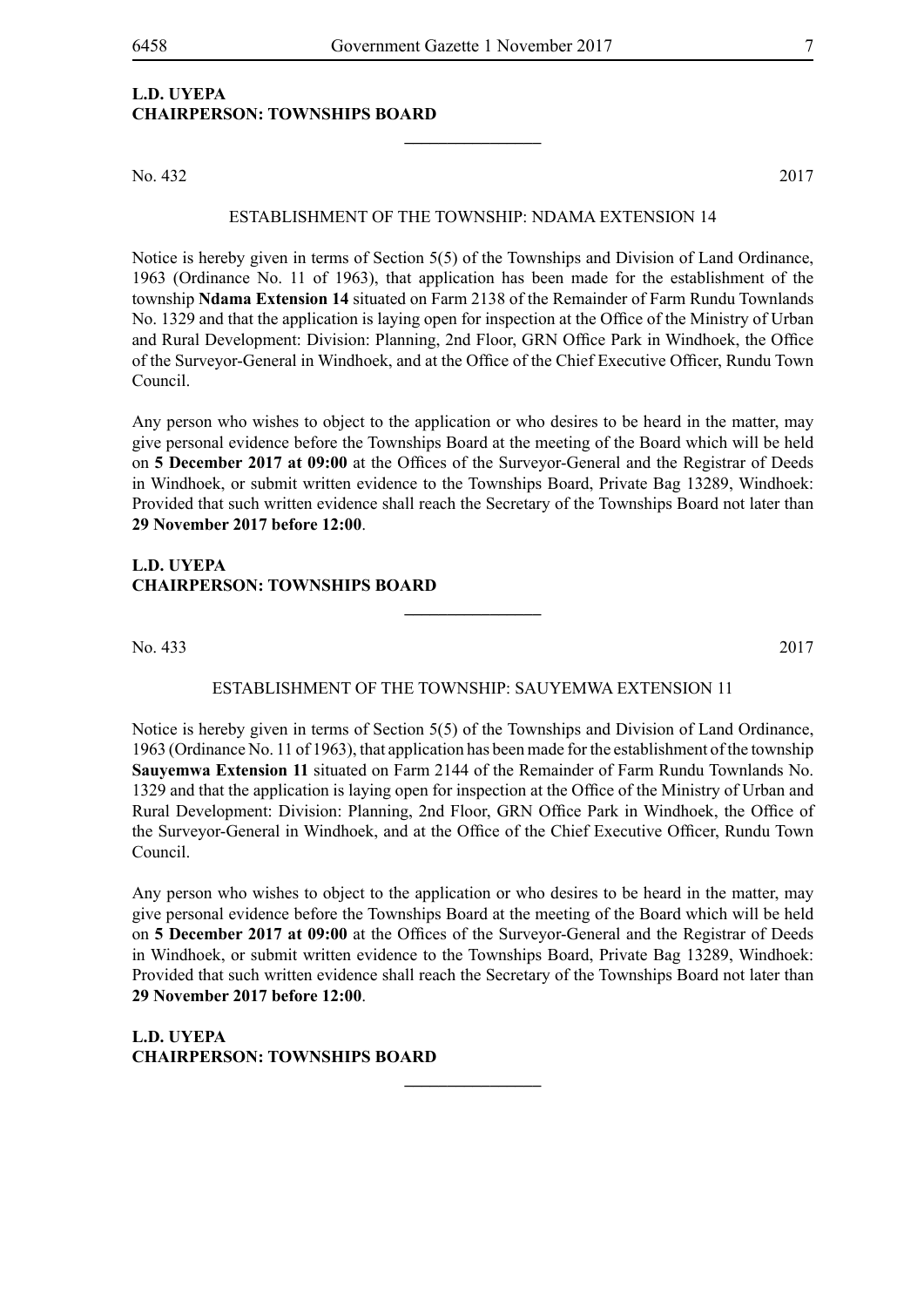**L.D. UYEPA**
**CHAIRPERSON: TOWNSHIPS BOARD**

---

No. 432 2017

ESTABLISHMENT OF THE TOWNSHIP: NDAMA EXTENSION 14

Notice is hereby given in terms of Section 5(5) of the Townships and Division of Land Ordinance, 1963 (Ordinance No. 11 of 1963), that application has been made for the establishment of the township **Ndama Extension 14** situated on Farm 2138 of the Remainder of Farm Rundu Townlands No. 1329 and that the application is laying open for inspection at the Office of the Ministry of Urban and Rural Development: Division: Planning, 2nd Floor, GRN Office Park in Windhoek, the Office of the Surveyor-General in Windhoek, and at the Office of the Chief Executive Officer, Rundu Town Council.

Any person who wishes to object to the application or who desires to be heard in the matter, may give personal evidence before the Townships Board at the meeting of the Board which will be held on **5 December 2017 at 09:00** at the Offices of the Surveyor-General and the Registrar of Deeds in Windhoek, or submit written evidence to the Townships Board, Private Bag 13289, Windhoek: Provided that such written evidence shall reach the Secretary of the Townships Board not later than **29 November 2017 before 12:00**.

**L.D. UYEPA**
**CHAIRPERSON: TOWNSHIPS BOARD**

---

No. 433 2017

ESTABLISHMENT OF THE TOWNSHIP: SAUYEMWA EXTENSION 11

Notice is hereby given in terms of Section 5(5) of the Townships and Division of Land Ordinance, 1963 (Ordinance No. 11 of 1963), that application has been made for the establishment of the township **Sauyemwa Extension 11** situated on Farm 2144 of the Remainder of Farm Rundu Townlands No. 1329 and that the application is laying open for inspection at the Office of the Ministry of Urban and Rural Development: Division: Planning, 2nd Floor, GRN Office Park in Windhoek, the Office of the Surveyor-General in Windhoek, and at the Office of the Chief Executive Officer, Rundu Town Council.

Any person who wishes to object to the application or who desires to be heard in the matter, may give personal evidence before the Townships Board at the meeting of the Board which will be held on **5 December 2017 at 09:00** at the Offices of the Surveyor-General and the Registrar of Deeds in Windhoek, or submit written evidence to the Townships Board, Private Bag 13289, Windhoek: Provided that such written evidence shall reach the Secretary of the Townships Board not later than **29 November 2017 before 12:00**.

**L.D. UYEPA**
**CHAIRPERSON: TOWNSHIPS BOARD**

---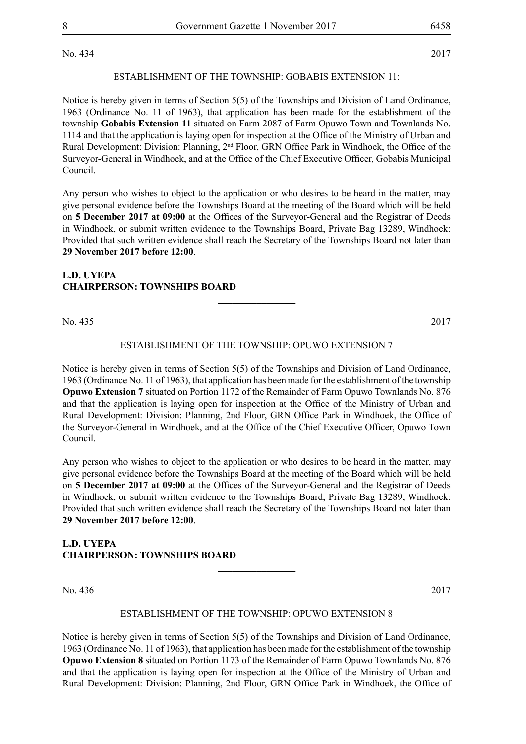No. 434 2017

ESTABLISHMENT OF THE TOWNSHIP: GOBABIS EXTENSION 11:

Notice is hereby given in terms of Section 5(5) of the Townships and Division of Land Ordinance, 1963 (Ordinance No. 11 of 1963), that application has been made for the establishment of the township **Gobabis Extension 11** situated on Farm 2087 of Farm Opuwo Town and Townlands No. 1114 and that the application is laying open for inspection at the Office of the Ministry of Urban and Rural Development: Division: Planning, 2nd Floor, GRN Office Park in Windhoek, the Office of the Surveyor-General in Windhoek, and at the Office of the Chief Executive Officer, Gobabis Municipal Council.

Any person who wishes to object to the application or who desires to be heard in the matter, may give personal evidence before the Townships Board at the meeting of the Board which will be held on **5 December 2017 at 09:00** at the Offices of the Surveyor-General and the Registrar of Deeds in Windhoek, or submit written evidence to the Townships Board, Private Bag 13289, Windhoek: Provided that such written evidence shall reach the Secretary of the Townships Board not later than **29 November 2017 before 12:00**.

**L.D. UYEPA**
**CHAIRPERSON: TOWNSHIPS BOARD**

---

No. 435 2017

ESTABLISHMENT OF THE TOWNSHIP: OPUWO EXTENSION 7

Notice is hereby given in terms of Section 5(5) of the Townships and Division of Land Ordinance, 1963 (Ordinance No. 11 of 1963), that application has been made for the establishment of the township **Opuwo Extension 7** situated on Portion 1172 of the Remainder of Farm Opuwo Townlands No. 876 and that the application is laying open for inspection at the Office of the Ministry of Urban and Rural Development: Division: Planning, 2nd Floor, GRN Office Park in Windhoek, the Office of the Surveyor-General in Windhoek, and at the Office of the Chief Executive Officer, Opuwo Town Council.

Any person who wishes to object to the application or who desires to be heard in the matter, may give personal evidence before the Townships Board at the meeting of the Board which will be held on **5 December 2017 at 09:00** at the Offices of the Surveyor-General and the Registrar of Deeds in Windhoek, or submit written evidence to the Townships Board, Private Bag 13289, Windhoek: Provided that such written evidence shall reach the Secretary of the Townships Board not later than **29 November 2017 before 12:00**.

**L.D. UYEPA**
**CHAIRPERSON: TOWNSHIPS BOARD**

---

No. 436 2017

ESTABLISHMENT OF THE TOWNSHIP: OPUWO EXTENSION 8

Notice is hereby given in terms of Section 5(5) of the Townships and Division of Land Ordinance, 1963 (Ordinance No. 11 of 1963), that application has been made for the establishment of the township **Opuwo Extension 8** situated on Portion 1173 of the Remainder of Farm Opuwo Townlands No. 876 and that the application is laying open for inspection at the Office of the Ministry of Urban and Rural Development: Division: Planning, 2nd Floor, GRN Office Park in Windhoek, the Office of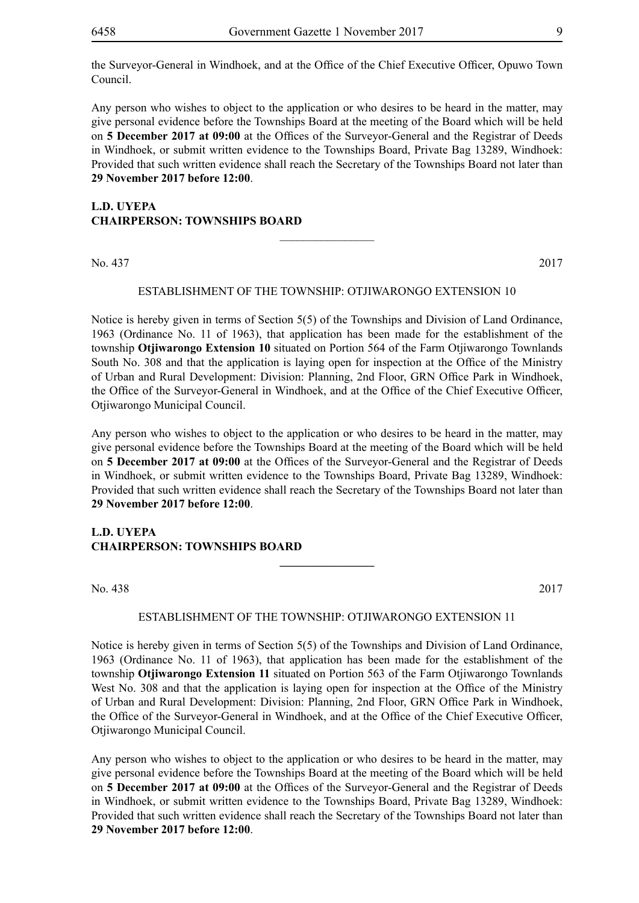the Surveyor-General in Windhoek, and at the Office of the Chief Executive Officer, Opuwo Town Council.

Any person who wishes to object to the application or who desires to be heard in the matter, may give personal evidence before the Townships Board at the meeting of the Board which will be held on **5 December 2017 at 09:00** at the Offices of the Surveyor-General and the Registrar of Deeds in Windhoek, or submit written evidence to the Townships Board, Private Bag 13289, Windhoek: Provided that such written evidence shall reach the Secretary of the Townships Board not later than **29 November 2017 before 12:00**.

**L.D. UYEPA**
**CHAIRPERSON: TOWNSHIPS BOARD**

---

No. 437 2017

ESTABLISHMENT OF THE TOWNSHIP: OTJIWARONGO EXTENSION 10

Notice is hereby given in terms of Section 5(5) of the Townships and Division of Land Ordinance, 1963 (Ordinance No. 11 of 1963), that application has been made for the establishment of the township **Otjiwarongo Extension 10** situated on Portion 564 of the Farm Otjiwarongo Townlands South No. 308 and that the application is laying open for inspection at the Office of the Ministry of Urban and Rural Development: Division: Planning, 2nd Floor, GRN Office Park in Windhoek, the Office of the Surveyor-General in Windhoek, and at the Office of the Chief Executive Officer, Otjiwarongo Municipal Council.

Any person who wishes to object to the application or who desires to be heard in the matter, may give personal evidence before the Townships Board at the meeting of the Board which will be held on **5 December 2017 at 09:00** at the Offices of the Surveyor-General and the Registrar of Deeds in Windhoek, or submit written evidence to the Townships Board, Private Bag 13289, Windhoek: Provided that such written evidence shall reach the Secretary of the Townships Board not later than **29 November 2017 before 12:00**.

**L.D. UYEPA**
**CHAIRPERSON: TOWNSHIPS BOARD**

---

No. 438 2017

ESTABLISHMENT OF THE TOWNSHIP: OTJIWARONGO EXTENSION 11

Notice is hereby given in terms of Section 5(5) of the Townships and Division of Land Ordinance, 1963 (Ordinance No. 11 of 1963), that application has been made for the establishment of the township **Otjiwarongo Extension 11** situated on Portion 563 of the Farm Otjiwarongo Townlands West No. 308 and that the application is laying open for inspection at the Office of the Ministry of Urban and Rural Development: Division: Planning, 2nd Floor, GRN Office Park in Windhoek, the Office of the Surveyor-General in Windhoek, and at the Office of the Chief Executive Officer, Otjiwarongo Municipal Council.

Any person who wishes to object to the application or who desires to be heard in the matter, may give personal evidence before the Townships Board at the meeting of the Board which will be held on **5 December 2017 at 09:00** at the Offices of the Surveyor-General and the Registrar of Deeds in Windhoek, or submit written evidence to the Townships Board, Private Bag 13289, Windhoek: Provided that such written evidence shall reach the Secretary of the Townships Board not later than **29 November 2017 before 12:00**.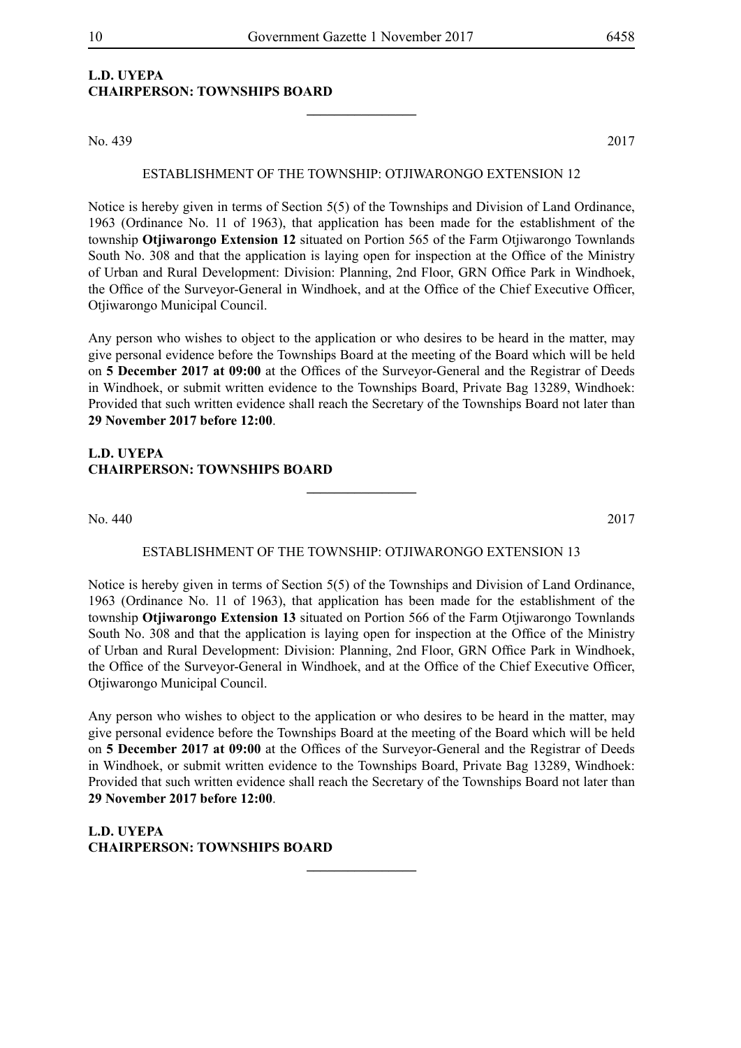**L.D. UYEPA**
**CHAIRPERSON: TOWNSHIPS BOARD**

---

No. 439 2017

ESTABLISHMENT OF THE TOWNSHIP: OTJIWARONGO EXTENSION 12

Notice is hereby given in terms of Section 5(5) of the Townships and Division of Land Ordinance, 1963 (Ordinance No. 11 of 1963), that application has been made for the establishment of the township **Otjiwarongo Extension 12** situated on Portion 565 of the Farm Otjiwarongo Townlands South No. 308 and that the application is laying open for inspection at the Office of the Ministry of Urban and Rural Development: Division: Planning, 2nd Floor, GRN Office Park in Windhoek, the Office of the Surveyor-General in Windhoek, and at the Office of the Chief Executive Officer, Otjiwarongo Municipal Council.

Any person who wishes to object to the application or who desires to be heard in the matter, may give personal evidence before the Townships Board at the meeting of the Board which will be held on **5 December 2017 at 09:00** at the Offices of the Surveyor-General and the Registrar of Deeds in Windhoek, or submit written evidence to the Townships Board, Private Bag 13289, Windhoek: Provided that such written evidence shall reach the Secretary of the Townships Board not later than **29 November 2017 before 12:00**.

**L.D. UYEPA**
**CHAIRPERSON: TOWNSHIPS BOARD**

---

No. 440 2017

ESTABLISHMENT OF THE TOWNSHIP: OTJIWARONGO EXTENSION 13

Notice is hereby given in terms of Section 5(5) of the Townships and Division of Land Ordinance, 1963 (Ordinance No. 11 of 1963), that application has been made for the establishment of the township **Otjiwarongo Extension 13** situated on Portion 566 of the Farm Otjiwarongo Townlands South No. 308 and that the application is laying open for inspection at the Office of the Ministry of Urban and Rural Development: Division: Planning, 2nd Floor, GRN Office Park in Windhoek, the Office of the Surveyor-General in Windhoek, and at the Office of the Chief Executive Officer, Otjiwarongo Municipal Council.

Any person who wishes to object to the application or who desires to be heard in the matter, may give personal evidence before the Townships Board at the meeting of the Board which will be held on **5 December 2017 at 09:00** at the Offices of the Surveyor-General and the Registrar of Deeds in Windhoek, or submit written evidence to the Townships Board, Private Bag 13289, Windhoek: Provided that such written evidence shall reach the Secretary of the Townships Board not later than **29 November 2017 before 12:00**.

**L.D. UYEPA**
**CHAIRPERSON: TOWNSHIPS BOARD**

---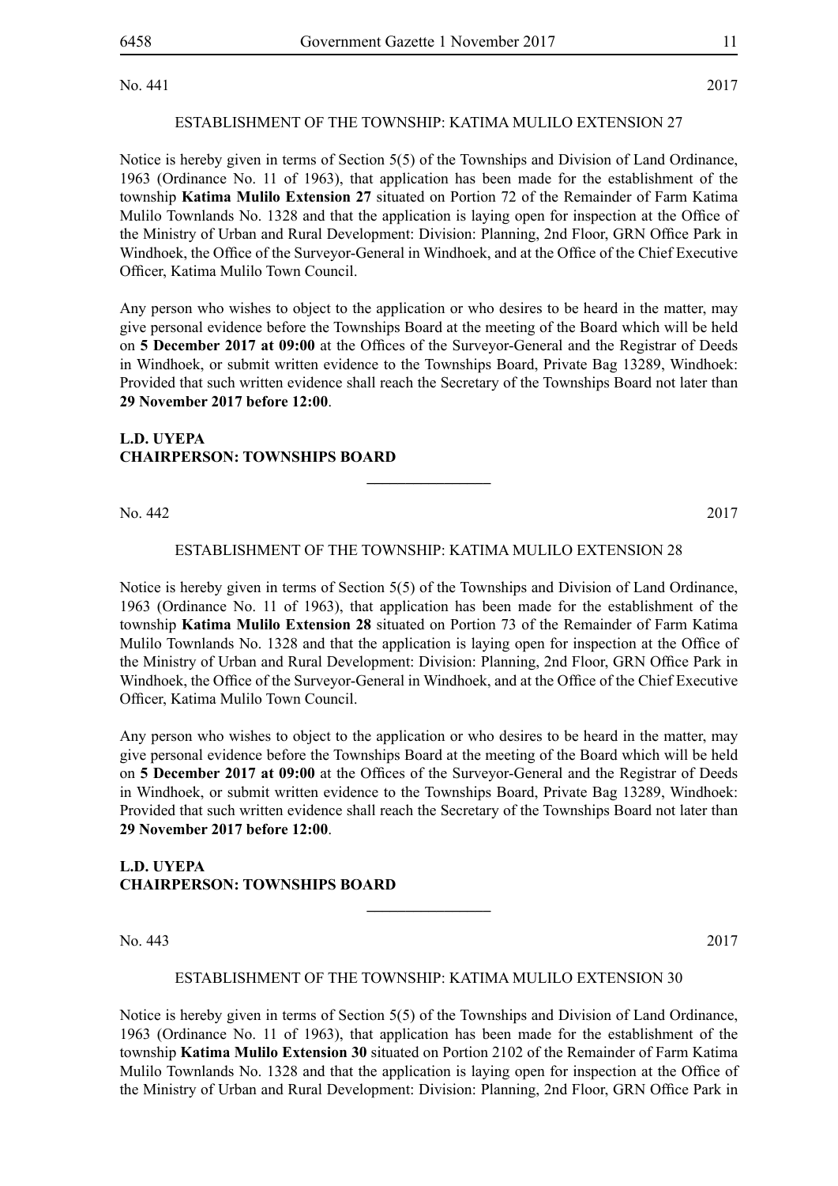No. 441 2017

ESTABLISHMENT OF THE TOWNSHIP: KATIMA MULILO EXTENSION 27

Notice is hereby given in terms of Section 5(5) of the Townships and Division of Land Ordinance, 1963 (Ordinance No. 11 of 1963), that application has been made for the establishment of the township **Katima Mulilo Extension 27** situated on Portion 72 of the Remainder of Farm Katima Mulilo Townlands No. 1328 and that the application is laying open for inspection at the Office of the Ministry of Urban and Rural Development: Division: Planning, 2nd Floor, GRN Office Park in Windhoek, the Office of the Surveyor-General in Windhoek, and at the Office of the Chief Executive Officer, Katima Mulilo Town Council.

Any person who wishes to object to the application or who desires to be heard in the matter, may give personal evidence before the Townships Board at the meeting of the Board which will be held on **5 December 2017 at 09:00** at the Offices of the Surveyor-General and the Registrar of Deeds in Windhoek, or submit written evidence to the Townships Board, Private Bag 13289, Windhoek: Provided that such written evidence shall reach the Secretary of the Townships Board not later than **29 November 2017 before 12:00**.

**L.D. UYEPA**
**CHAIRPERSON: TOWNSHIPS BOARD**

---

No. 442 2017

ESTABLISHMENT OF THE TOWNSHIP: KATIMA MULILO EXTENSION 28

Notice is hereby given in terms of Section 5(5) of the Townships and Division of Land Ordinance, 1963 (Ordinance No. 11 of 1963), that application has been made for the establishment of the township **Katima Mulilo Extension 28** situated on Portion 73 of the Remainder of Farm Katima Mulilo Townlands No. 1328 and that the application is laying open for inspection at the Office of the Ministry of Urban and Rural Development: Division: Planning, 2nd Floor, GRN Office Park in Windhoek, the Office of the Surveyor-General in Windhoek, and at the Office of the Chief Executive Officer, Katima Mulilo Town Council.

Any person who wishes to object to the application or who desires to be heard in the matter, may give personal evidence before the Townships Board at the meeting of the Board which will be held on **5 December 2017 at 09:00** at the Offices of the Surveyor-General and the Registrar of Deeds in Windhoek, or submit written evidence to the Townships Board, Private Bag 13289, Windhoek: Provided that such written evidence shall reach the Secretary of the Townships Board not later than **29 November 2017 before 12:00**.

**L.D. UYEPA**
**CHAIRPERSON: TOWNSHIPS BOARD**

---

No. 443 2017

ESTABLISHMENT OF THE TOWNSHIP: KATIMA MULILO EXTENSION 30

Notice is hereby given in terms of Section 5(5) of the Townships and Division of Land Ordinance, 1963 (Ordinance No. 11 of 1963), that application has been made for the establishment of the township **Katima Mulilo Extension 30** situated on Portion 2102 of the Remainder of Farm Katima Mulilo Townlands No. 1328 and that the application is laying open for inspection at the Office of the Ministry of Urban and Rural Development: Division: Planning, 2nd Floor, GRN Office Park in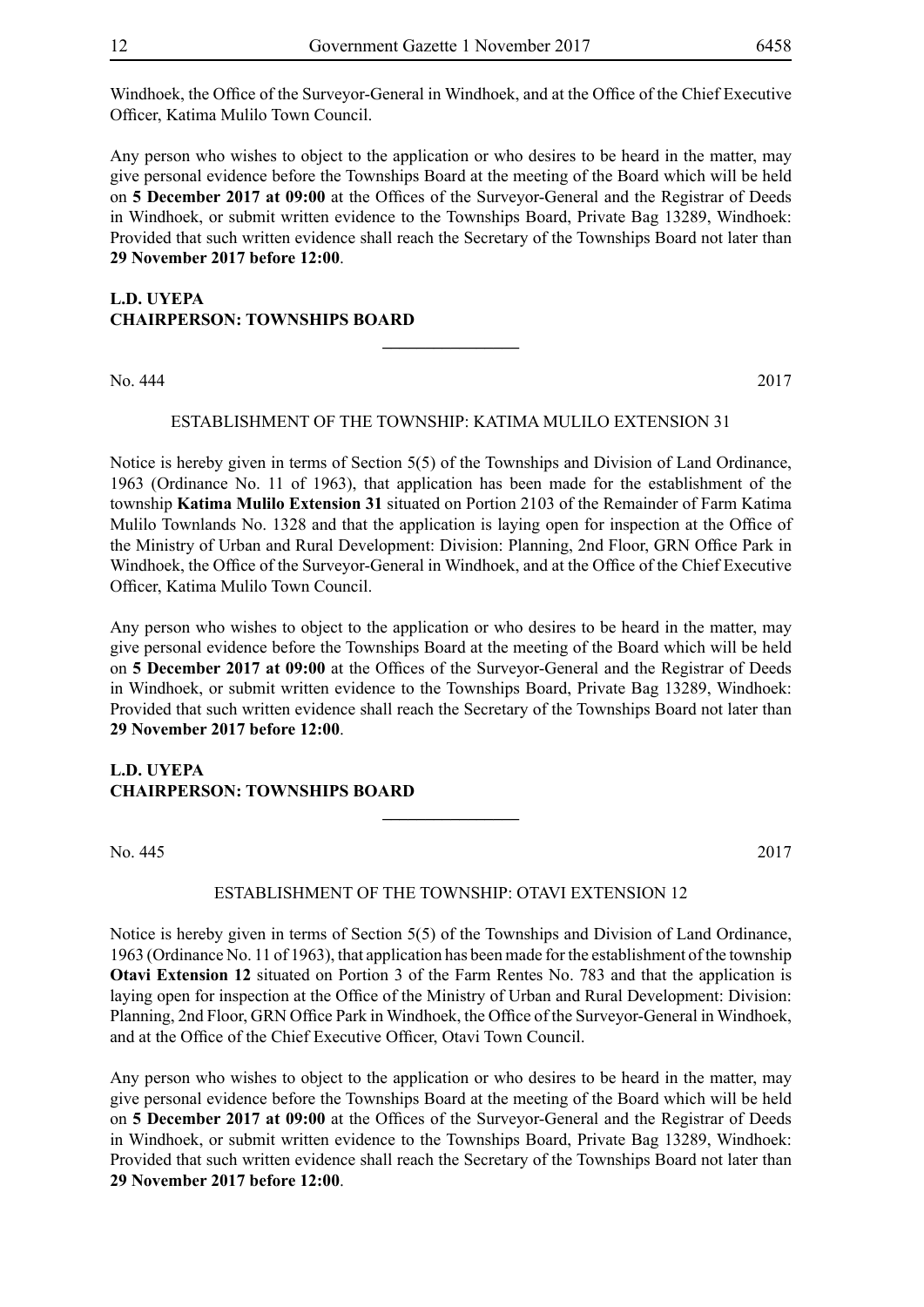Windhoek, the Office of the Surveyor-General in Windhoek, and at the Office of the Chief Executive Officer, Katima Mulilo Town Council.

Any person who wishes to object to the application or who desires to be heard in the matter, may give personal evidence before the Townships Board at the meeting of the Board which will be held on **5 December 2017 at 09:00** at the Offices of the Surveyor-General and the Registrar of Deeds in Windhoek, or submit written evidence to the Townships Board, Private Bag 13289, Windhoek: Provided that such written evidence shall reach the Secretary of the Townships Board not later than **29 November 2017 before 12:00**.

**L.D. UYEPA**
**CHAIRPERSON: TOWNSHIPS BOARD**

---

No. 444 2017

ESTABLISHMENT OF THE TOWNSHIP: KATIMA MULILO EXTENSION 31

Notice is hereby given in terms of Section 5(5) of the Townships and Division of Land Ordinance, 1963 (Ordinance No. 11 of 1963), that application has been made for the establishment of the township **Katima Mulilo Extension 31** situated on Portion 2103 of the Remainder of Farm Katima Mulilo Townlands No. 1328 and that the application is laying open for inspection at the Office of the Ministry of Urban and Rural Development: Division: Planning, 2nd Floor, GRN Office Park in Windhoek, the Office of the Surveyor-General in Windhoek, and at the Office of the Chief Executive Officer, Katima Mulilo Town Council.

Any person who wishes to object to the application or who desires to be heard in the matter, may give personal evidence before the Townships Board at the meeting of the Board which will be held on **5 December 2017 at 09:00** at the Offices of the Surveyor-General and the Registrar of Deeds in Windhoek, or submit written evidence to the Townships Board, Private Bag 13289, Windhoek: Provided that such written evidence shall reach the Secretary of the Townships Board not later than **29 November 2017 before 12:00**.

**L.D. UYEPA**
**CHAIRPERSON: TOWNSHIPS BOARD**

---

No. 445 2017

ESTABLISHMENT OF THE TOWNSHIP: OTAVI EXTENSION 12

Notice is hereby given in terms of Section 5(5) of the Townships and Division of Land Ordinance, 1963 (Ordinance No. 11 of 1963), that application has been made for the establishment of the township **Otavi Extension 12** situated on Portion 3 of the Farm Rentes No. 783 and that the application is laying open for inspection at the Office of the Ministry of Urban and Rural Development: Division: Planning, 2nd Floor, GRN Office Park in Windhoek, the Office of the Surveyor-General in Windhoek, and at the Office of the Chief Executive Officer, Otavi Town Council.

Any person who wishes to object to the application or who desires to be heard in the matter, may give personal evidence before the Townships Board at the meeting of the Board which will be held on **5 December 2017 at 09:00** at the Offices of the Surveyor-General and the Registrar of Deeds in Windhoek, or submit written evidence to the Townships Board, Private Bag 13289, Windhoek: Provided that such written evidence shall reach the Secretary of the Townships Board not later than **29 November 2017 before 12:00**.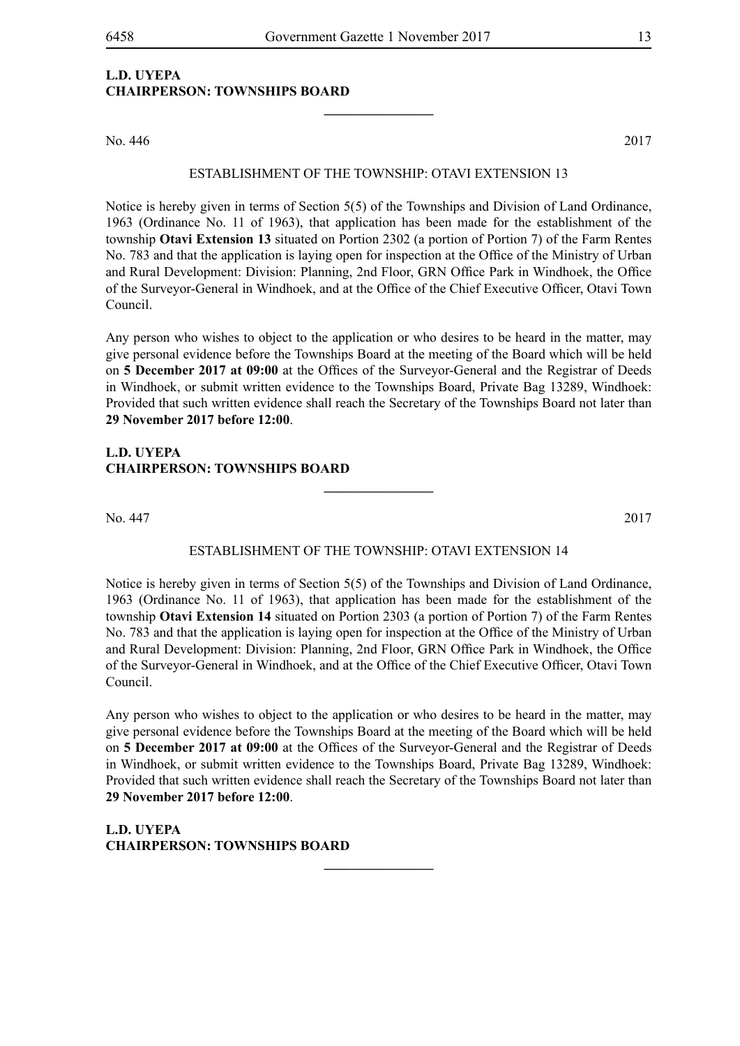**L.D. UYEPA**
**CHAIRPERSON: TOWNSHIPS BOARD**

---

No. 446 2017

ESTABLISHMENT OF THE TOWNSHIP: OTAVI EXTENSION 13

Notice is hereby given in terms of Section 5(5) of the Townships and Division of Land Ordinance, 1963 (Ordinance No. 11 of 1963), that application has been made for the establishment of the township **Otavi Extension 13** situated on Portion 2302 (a portion of Portion 7) of the Farm Rentes No. 783 and that the application is laying open for inspection at the Office of the Ministry of Urban and Rural Development: Division: Planning, 2nd Floor, GRN Office Park in Windhoek, the Office of the Surveyor-General in Windhoek, and at the Office of the Chief Executive Officer, Otavi Town Council.

Any person who wishes to object to the application or who desires to be heard in the matter, may give personal evidence before the Townships Board at the meeting of the Board which will be held on **5 December 2017 at 09:00** at the Offices of the Surveyor-General and the Registrar of Deeds in Windhoek, or submit written evidence to the Townships Board, Private Bag 13289, Windhoek: Provided that such written evidence shall reach the Secretary of the Townships Board not later than **29 November 2017 before 12:00**.

**L.D. UYEPA**
**CHAIRPERSON: TOWNSHIPS BOARD**

---

No. 447 2017

ESTABLISHMENT OF THE TOWNSHIP: OTAVI EXTENSION 14

Notice is hereby given in terms of Section 5(5) of the Townships and Division of Land Ordinance, 1963 (Ordinance No. 11 of 1963), that application has been made for the establishment of the township **Otavi Extension 14** situated on Portion 2303 (a portion of Portion 7) of the Farm Rentes No. 783 and that the application is laying open for inspection at the Office of the Ministry of Urban and Rural Development: Division: Planning, 2nd Floor, GRN Office Park in Windhoek, the Office of the Surveyor-General in Windhoek, and at the Office of the Chief Executive Officer, Otavi Town Council.

Any person who wishes to object to the application or who desires to be heard in the matter, may give personal evidence before the Townships Board at the meeting of the Board which will be held on **5 December 2017 at 09:00** at the Offices of the Surveyor-General and the Registrar of Deeds in Windhoek, or submit written evidence to the Townships Board, Private Bag 13289, Windhoek: Provided that such written evidence shall reach the Secretary of the Townships Board not later than **29 November 2017 before 12:00**.

**L.D. UYEPA**
**CHAIRPERSON: TOWNSHIPS BOARD**

---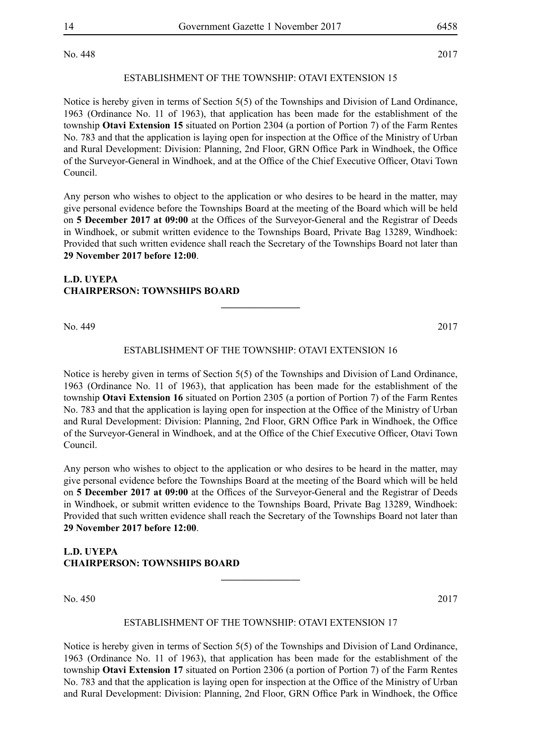No. 448 2017

ESTABLISHMENT OF THE TOWNSHIP: OTAVI EXTENSION 15

Notice is hereby given in terms of Section 5(5) of the Townships and Division of Land Ordinance, 1963 (Ordinance No. 11 of 1963), that application has been made for the establishment of the township **Otavi Extension 15** situated on Portion 2304 (a portion of Portion 7) of the Farm Rentes No. 783 and that the application is laying open for inspection at the Office of the Ministry of Urban and Rural Development: Division: Planning, 2nd Floor, GRN Office Park in Windhoek, the Office of the Surveyor-General in Windhoek, and at the Office of the Chief Executive Officer, Otavi Town Council.

Any person who wishes to object to the application or who desires to be heard in the matter, may give personal evidence before the Townships Board at the meeting of the Board which will be held on **5 December 2017 at 09:00** at the Offices of the Surveyor-General and the Registrar of Deeds in Windhoek, or submit written evidence to the Townships Board, Private Bag 13289, Windhoek: Provided that such written evidence shall reach the Secretary of the Townships Board not later than **29 November 2017 before 12:00**.

**L.D. UYEPA**
**CHAIRPERSON: TOWNSHIPS BOARD**

---

No. 449 2017

ESTABLISHMENT OF THE TOWNSHIP: OTAVI EXTENSION 16

Notice is hereby given in terms of Section 5(5) of the Townships and Division of Land Ordinance, 1963 (Ordinance No. 11 of 1963), that application has been made for the establishment of the township **Otavi Extension 16** situated on Portion 2305 (a portion of Portion 7) of the Farm Rentes No. 783 and that the application is laying open for inspection at the Office of the Ministry of Urban and Rural Development: Division: Planning, 2nd Floor, GRN Office Park in Windhoek, the Office of the Surveyor-General in Windhoek, and at the Office of the Chief Executive Officer, Otavi Town Council.

Any person who wishes to object to the application or who desires to be heard in the matter, may give personal evidence before the Townships Board at the meeting of the Board which will be held on **5 December 2017 at 09:00** at the Offices of the Surveyor-General and the Registrar of Deeds in Windhoek, or submit written evidence to the Townships Board, Private Bag 13289, Windhoek: Provided that such written evidence shall reach the Secretary of the Townships Board not later than **29 November 2017 before 12:00**.

**L.D. UYEPA**
**CHAIRPERSON: TOWNSHIPS BOARD**

---

No. 450 2017

ESTABLISHMENT OF THE TOWNSHIP: OTAVI EXTENSION 17

Notice is hereby given in terms of Section 5(5) of the Townships and Division of Land Ordinance, 1963 (Ordinance No. 11 of 1963), that application has been made for the establishment of the township **Otavi Extension 17** situated on Portion 2306 (a portion of Portion 7) of the Farm Rentes No. 783 and that the application is laying open for inspection at the Office of the Ministry of Urban and Rural Development: Division: Planning, 2nd Floor, GRN Office Park in Windhoek, the Office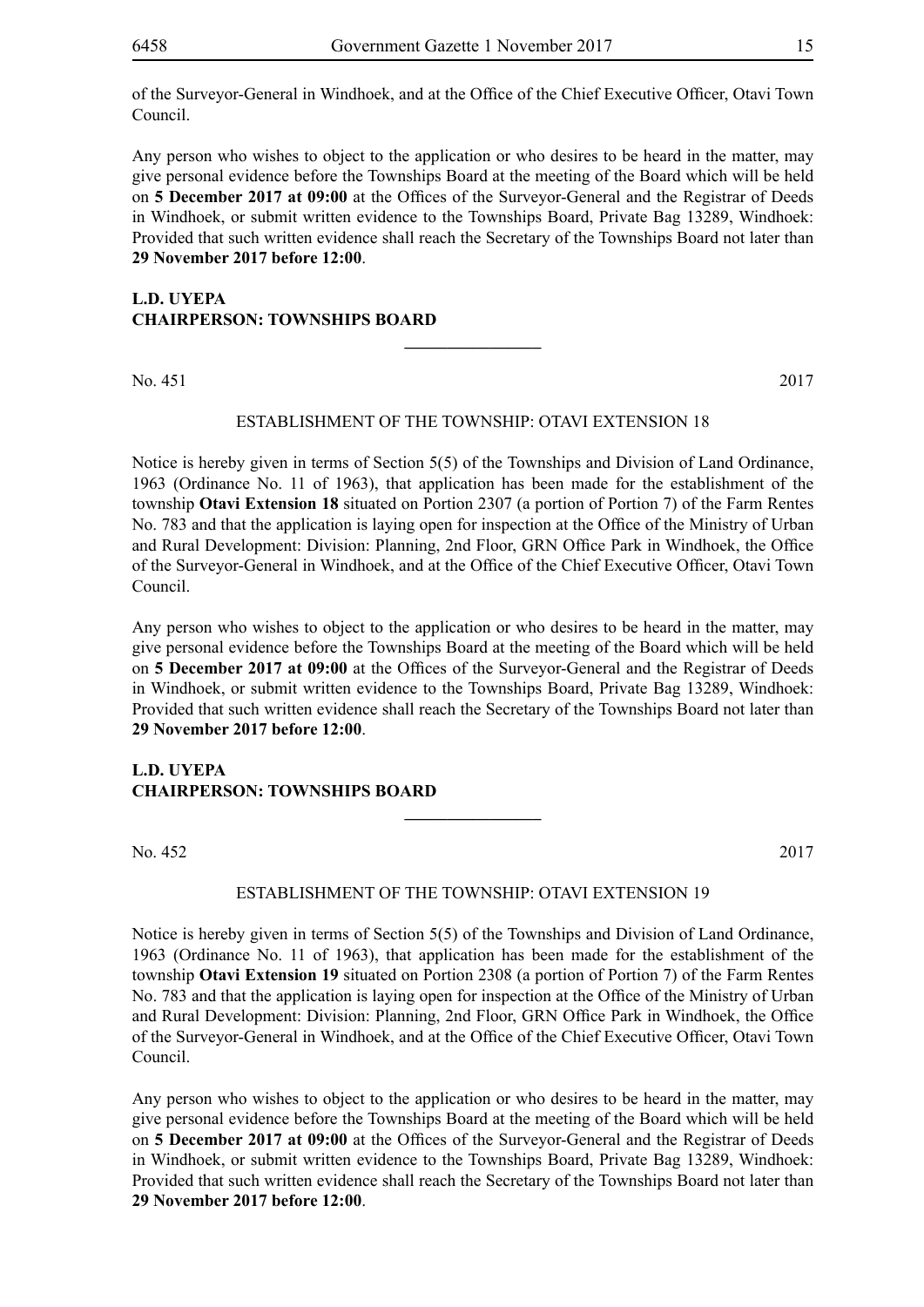of the Surveyor-General in Windhoek, and at the Office of the Chief Executive Officer, Otavi Town Council.

Any person who wishes to object to the application or who desires to be heard in the matter, may give personal evidence before the Townships Board at the meeting of the Board which will be held on **5 December 2017 at 09:00** at the Offices of the Surveyor-General and the Registrar of Deeds in Windhoek, or submit written evidence to the Townships Board, Private Bag 13289, Windhoek: Provided that such written evidence shall reach the Secretary of the Townships Board not later than **29 November 2017 before 12:00**.

**L.D. UYEPA**
**CHAIRPERSON: TOWNSHIPS BOARD**

---

No. 451 2017

ESTABLISHMENT OF THE TOWNSHIP: OTAVI EXTENSION 18

Notice is hereby given in terms of Section 5(5) of the Townships and Division of Land Ordinance, 1963 (Ordinance No. 11 of 1963), that application has been made for the establishment of the township **Otavi Extension 18** situated on Portion 2307 (a portion of Portion 7) of the Farm Rentes No. 783 and that the application is laying open for inspection at the Office of the Ministry of Urban and Rural Development: Division: Planning, 2nd Floor, GRN Office Park in Windhoek, the Office of the Surveyor-General in Windhoek, and at the Office of the Chief Executive Officer, Otavi Town Council.

Any person who wishes to object to the application or who desires to be heard in the matter, may give personal evidence before the Townships Board at the meeting of the Board which will be held on **5 December 2017 at 09:00** at the Offices of the Surveyor-General and the Registrar of Deeds in Windhoek, or submit written evidence to the Townships Board, Private Bag 13289, Windhoek: Provided that such written evidence shall reach the Secretary of the Townships Board not later than **29 November 2017 before 12:00**.

**L.D. UYEPA**
**CHAIRPERSON: TOWNSHIPS BOARD**

---

No. 452 2017

ESTABLISHMENT OF THE TOWNSHIP: OTAVI EXTENSION 19

Notice is hereby given in terms of Section 5(5) of the Townships and Division of Land Ordinance, 1963 (Ordinance No. 11 of 1963), that application has been made for the establishment of the township **Otavi Extension 19** situated on Portion 2308 (a portion of Portion 7) of the Farm Rentes No. 783 and that the application is laying open for inspection at the Office of the Ministry of Urban and Rural Development: Division: Planning, 2nd Floor, GRN Office Park in Windhoek, the Office of the Surveyor-General in Windhoek, and at the Office of the Chief Executive Officer, Otavi Town Council.

Any person who wishes to object to the application or who desires to be heard in the matter, may give personal evidence before the Townships Board at the meeting of the Board which will be held on **5 December 2017 at 09:00** at the Offices of the Surveyor-General and the Registrar of Deeds in Windhoek, or submit written evidence to the Townships Board, Private Bag 13289, Windhoek: Provided that such written evidence shall reach the Secretary of the Townships Board not later than **29 November 2017 before 12:00**.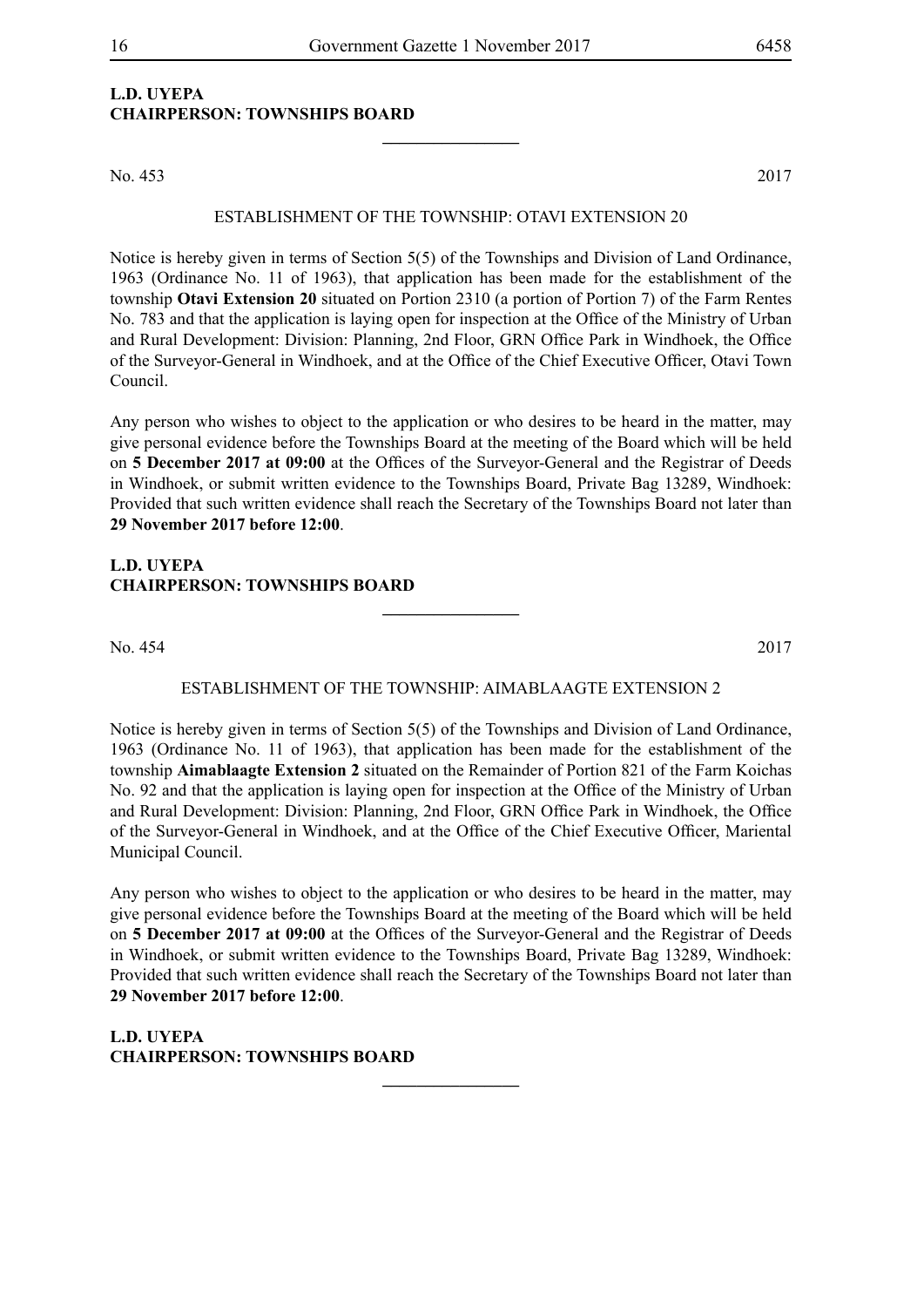**L.D. UYEPA**
**CHAIRPERSON: TOWNSHIPS BOARD**

---

No. 453 2017

ESTABLISHMENT OF THE TOWNSHIP: OTAVI EXTENSION 20

Notice is hereby given in terms of Section 5(5) of the Townships and Division of Land Ordinance, 1963 (Ordinance No. 11 of 1963), that application has been made for the establishment of the township **Otavi Extension 20** situated on Portion 2310 (a portion of Portion 7) of the Farm Rentes No. 783 and that the application is laying open for inspection at the Office of the Ministry of Urban and Rural Development: Division: Planning, 2nd Floor, GRN Office Park in Windhoek, the Office of the Surveyor-General in Windhoek, and at the Office of the Chief Executive Officer, Otavi Town Council.

Any person who wishes to object to the application or who desires to be heard in the matter, may give personal evidence before the Townships Board at the meeting of the Board which will be held on **5 December 2017 at 09:00** at the Offices of the Surveyor-General and the Registrar of Deeds in Windhoek, or submit written evidence to the Townships Board, Private Bag 13289, Windhoek: Provided that such written evidence shall reach the Secretary of the Townships Board not later than **29 November 2017 before 12:00**.

**L.D. UYEPA**
**CHAIRPERSON: TOWNSHIPS BOARD**

---

No. 454 2017

ESTABLISHMENT OF THE TOWNSHIP: AIMABLAAGTE EXTENSION 2

Notice is hereby given in terms of Section 5(5) of the Townships and Division of Land Ordinance, 1963 (Ordinance No. 11 of 1963), that application has been made for the establishment of the township **Aimablaagte Extension 2** situated on the Remainder of Portion 821 of the Farm Koichas No. 92 and that the application is laying open for inspection at the Office of the Ministry of Urban and Rural Development: Division: Planning, 2nd Floor, GRN Office Park in Windhoek, the Office of the Surveyor-General in Windhoek, and at the Office of the Chief Executive Officer, Mariental Municipal Council.

Any person who wishes to object to the application or who desires to be heard in the matter, may give personal evidence before the Townships Board at the meeting of the Board which will be held on **5 December 2017 at 09:00** at the Offices of the Surveyor-General and the Registrar of Deeds in Windhoek, or submit written evidence to the Townships Board, Private Bag 13289, Windhoek: Provided that such written evidence shall reach the Secretary of the Townships Board not later than **29 November 2017 before 12:00**.

**L.D. UYEPA**
**CHAIRPERSON: TOWNSHIPS BOARD**

---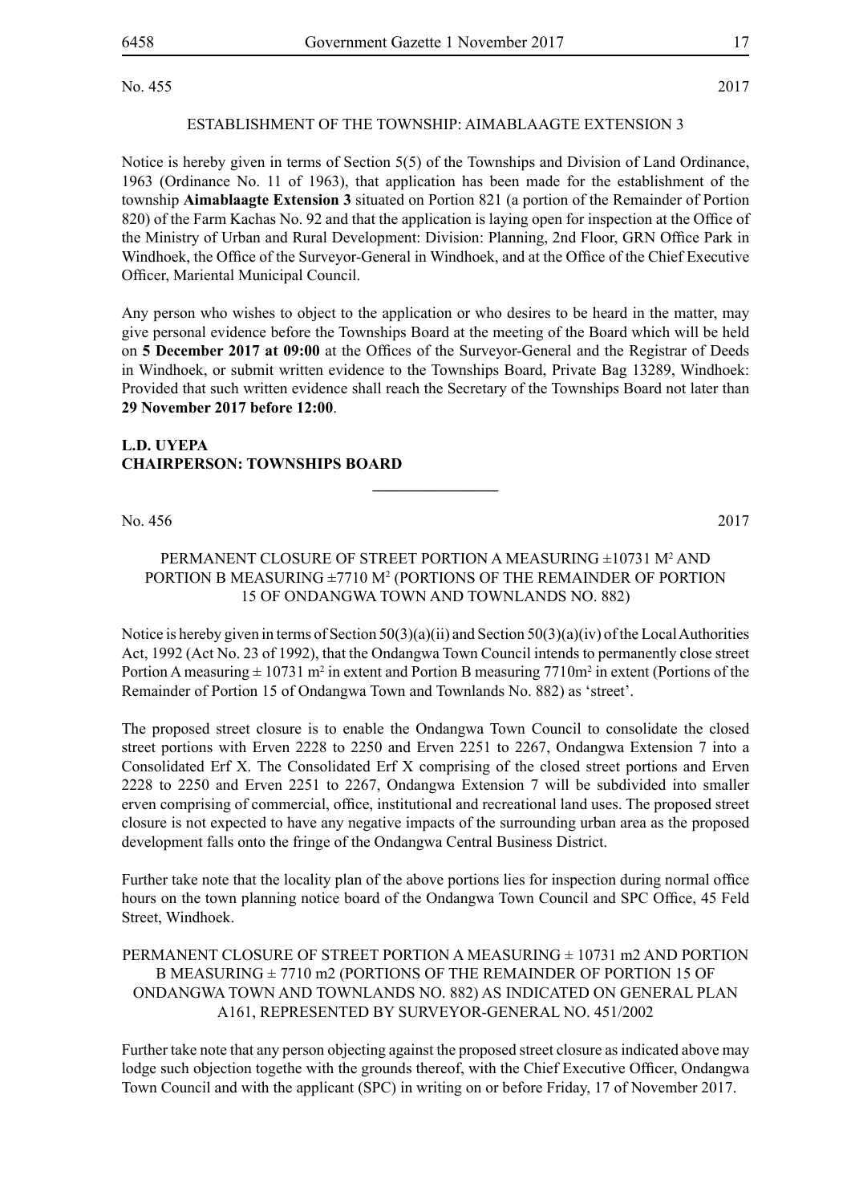No. 455 2017

ESTABLISHMENT OF THE TOWNSHIP: AIMABLAAGTE EXTENSION 3

Notice is hereby given in terms of Section 5(5) of the Townships and Division of Land Ordinance, 1963 (Ordinance No. 11 of 1963), that application has been made for the establishment of the township **Aimablaagte Extension 3** situated on Portion 821 (a portion of the Remainder of Portion 820) of the Farm Kachas No. 92 and that the application is laying open for inspection at the Office of the Ministry of Urban and Rural Development: Division: Planning, 2nd Floor, GRN Office Park in Windhoek, the Office of the Surveyor-General in Windhoek, and at the Office of the Chief Executive Officer, Mariental Municipal Council.

Any person who wishes to object to the application or who desires to be heard in the matter, may give personal evidence before the Townships Board at the meeting of the Board which will be held on **5 December 2017 at 09:00** at the Offices of the Surveyor-General and the Registrar of Deeds in Windhoek, or submit written evidence to the Townships Board, Private Bag 13289, Windhoek: Provided that such written evidence shall reach the Secretary of the Townships Board not later than **29 November 2017 before 12:00**.

**L.D. UYEPA**
**CHAIRPERSON: TOWNSHIPS BOARD**

---

No. 456 2017

PERMANENT CLOSURE OF STREET PORTION A MEASURING ±10731 M$^2$ AND PORTION B MEASURING ±7710 M$^2$ (PORTIONS OF THE REMAINDER OF PORTION 15 OF ONDANGWA TOWN AND TOWNLANDS NO. 882)

Notice is hereby given in terms of Section 50(3)(a)(ii) and Section 50(3)(a)(iv) of the Local Authorities Act, 1992 (Act No. 23 of 1992), that the Ondangwa Town Council intends to permanently close street Portion A measuring ± 10731 m$^2$ in extent and Portion B measuring 7710m$^2$ in extent (Portions of the Remainder of Portion 15 of Ondangwa Town and Townlands No. 882) as 'street'.

The proposed street closure is to enable the Ondangwa Town Council to consolidate the closed street portions with Erven 2228 to 2250 and Erven 2251 to 2267, Ondangwa Extension 7 into a Consolidated Erf X. The Consolidated Erf X comprising of the closed street portions and Erven 2228 to 2250 and Erven 2251 to 2267, Ondangwa Extension 7 will be subdivided into smaller erven comprising of commercial, office, institutional and recreational land uses. The proposed street closure is not expected to have any negative impacts of the surrounding urban area as the proposed development falls onto the fringe of the Ondangwa Central Business District.

Further take note that the locality plan of the above portions lies for inspection during normal office hours on the town planning notice board of the Ondangwa Town Council and SPC Office, 45 Feld Street, Windhoek.

PERMANENT CLOSURE OF STREET PORTION A MEASURING ± 10731 m2 AND PORTION B MEASURING ± 7710 m2 (PORTIONS OF THE REMAINDER OF PORTION 15 OF ONDANGWA TOWN AND TOWNLANDS NO. 882) AS INDICATED ON GENERAL PLAN A161, REPRESENTED BY SURVEYOR-GENERAL NO. 451/2002

Further take note that any person objecting against the proposed street closure as indicated above may lodge such objection togethe with the grounds thereof, with the Chief Executive Officer, Ondangwa Town Council and with the applicant (SPC) in writing on or before Friday, 17 of November 2017.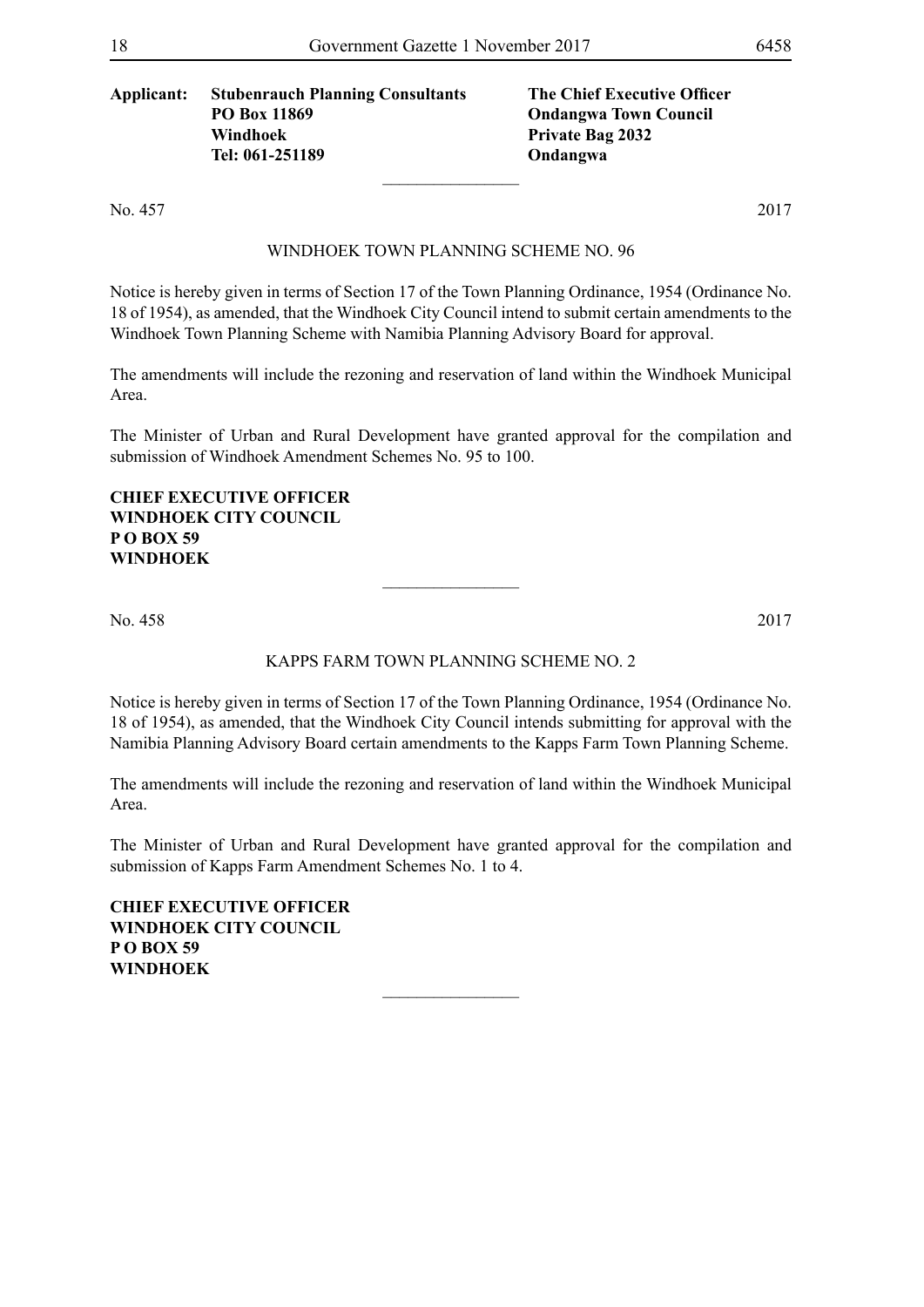| **Applicant:** | **Stubenrauch Planning Consultants** | **The Chief Executive Officer** |
|---|---|---|
| | **PO Box 11869** | **Ondangwa Town Council** |
| | **Windhoek** | **Private Bag 2032** |
| | **Tel: 061-251189** | **Ondangwa** |

---

No. 457 2017

WINDHOEK TOWN PLANNING SCHEME NO. 96

Notice is hereby given in terms of Section 17 of the Town Planning Ordinance, 1954 (Ordinance No. 18 of 1954), as amended, that the Windhoek City Council intend to submit certain amendments to the Windhoek Town Planning Scheme with Namibia Planning Advisory Board for approval.

The amendments will include the rezoning and reservation of land within the Windhoek Municipal Area.

The Minister of Urban and Rural Development have granted approval for the compilation and submission of Windhoek Amendment Schemes No. 95 to 100.

**CHIEF EXECUTIVE OFFICER**
**WINDHOEK CITY COUNCIL**
**P O BOX 59**
**WINDHOEK**

---

No. 458 2017

KAPPS FARM TOWN PLANNING SCHEME NO. 2

Notice is hereby given in terms of Section 17 of the Town Planning Ordinance, 1954 (Ordinance No. 18 of 1954), as amended, that the Windhoek City Council intends submitting for approval with the Namibia Planning Advisory Board certain amendments to the Kapps Farm Town Planning Scheme.

The amendments will include the rezoning and reservation of land within the Windhoek Municipal Area.

The Minister of Urban and Rural Development have granted approval for the compilation and submission of Kapps Farm Amendment Schemes No. 1 to 4.

**CHIEF EXECUTIVE OFFICER**
**WINDHOEK CITY COUNCIL**
**P O BOX 59**
**WINDHOEK**

---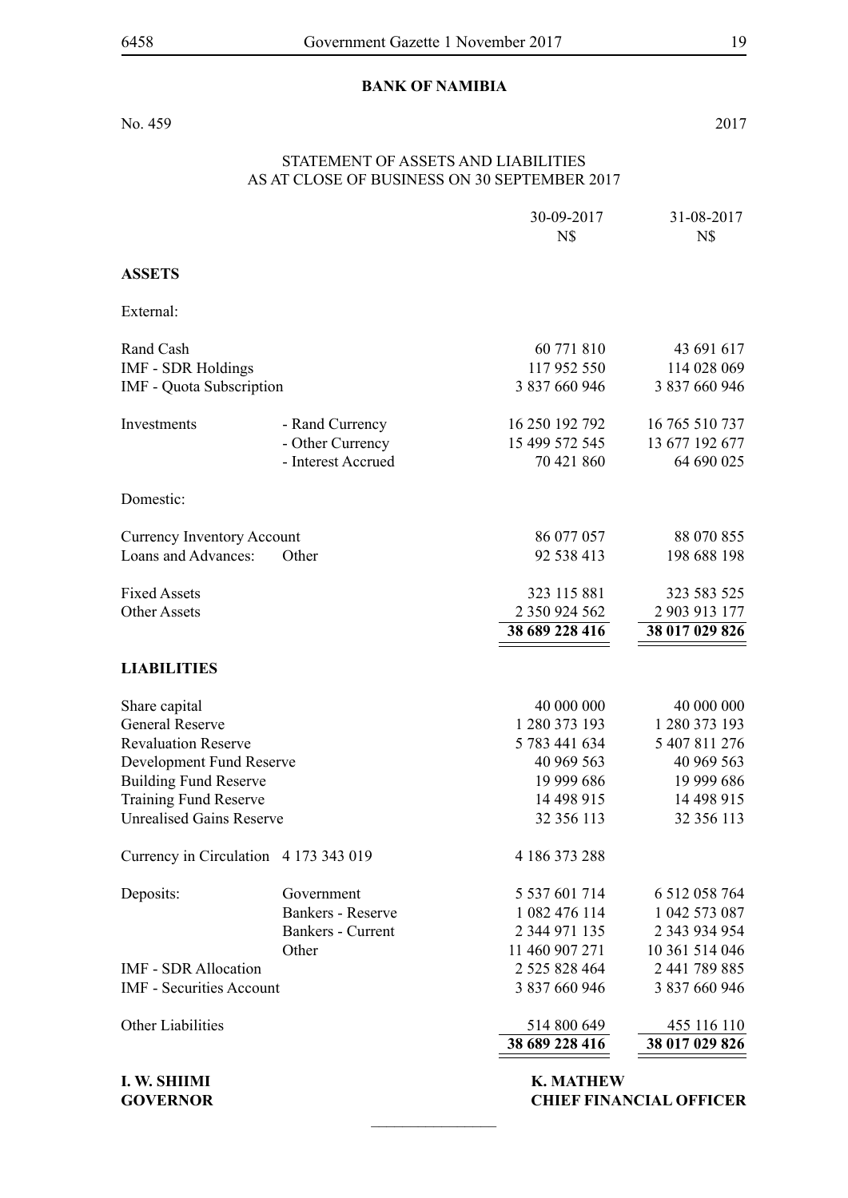# BANK OF NAMIBIA

No. 459 2017

## STATEMENT OF ASSETS AND LIABILITIES AS AT CLOSE OF BUSINESS ON 30 SEPTEMBER 2017

| | | 30-09-2017 N$ | 31-08-2017 N$ |
|---|---|---|---|
| **ASSETS** | | | |
| External: | | | |
| Rand Cash | | 60 771 810 | 43 691 617 |
| IMF - SDR Holdings | | 117 952 550 | 114 028 069 |
| IMF - Quota Subscription | | 3 837 660 946 | 3 837 660 946 |
| Investments | - Rand Currency | 16 250 192 792 | 16 765 510 737 |
| | - Other Currency | 15 499 572 545 | 13 677 192 677 |
| | - Interest Accrued | 70 421 860 | 64 690 025 |
| Domestic: | | | |
| Currency Inventory Account | | 86 077 057 | 88 070 855 |
| Loans and Advances: | Other | 92 538 413 | 198 688 198 |
| Fixed Assets | | 323 115 881 | 323 583 525 |
| Other Assets | | 2 350 924 562 | 2 903 913 177 |
| | | **38 689 228 416** | **38 017 029 826** |
| **LIABILITIES** | | | |
| Share capital | | 40 000 000 | 40 000 000 |
| General Reserve | | 1 280 373 193 | 1 280 373 193 |
| Revaluation Reserve | | 5 783 441 634 | 5 407 811 276 |
| Development Fund Reserve | | 40 969 563 | 40 969 563 |
| Building Fund Reserve | | 19 999 686 | 19 999 686 |
| Training Fund Reserve | | 14 498 915 | 14 498 915 |
| Unrealised Gains Reserve | | 32 356 113 | 32 356 113 |
| Currency in Circulation | 4 173 343 019 | 4 186 373 288 | |
| Deposits: | Government | 5 537 601 714 | 6 512 058 764 |
| | Bankers - Reserve | 1 082 476 114 | 1 042 573 087 |
| | Bankers - Current | 2 344 971 135 | 2 343 934 954 |
| | Other | 11 460 907 271 | 10 361 514 046 |
| IMF - SDR Allocation | | 2 525 828 464 | 2 441 789 885 |
| IMF - Securities Account | | 3 837 660 946 | 3 837 660 946 |
| Other Liabilities | | 514 800 649 | 455 116 110 |
| | | **38 689 228 416** | **38 017 029 826** |

**I. W. SHIIMI**
**GOVERNOR**

**K. MATHEW**
**CHIEF FINANCIAL OFFICER**

________________